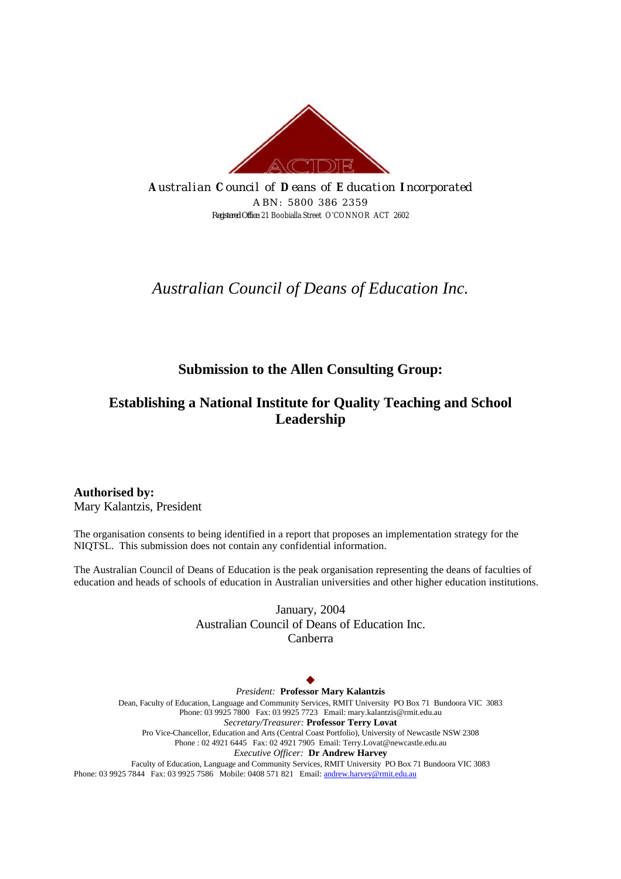***A**ustralian **C**ouncil of **D**eans of **E**ducation **I**ncorporated*
ABN: 5800 386 2359
Registered Office: 21 Boobialla Street O'CONNOR ACT 2602

*Australian Council of Deans of Education Inc.*

## Submission to the Allen Consulting Group:

## Establishing a National Institute for Quality Teaching and School Leadership

**Authorised by:**
Mary Kalantzis, President

The organisation consents to being identified in a report that proposes an implementation strategy for the NIQTSL. This submission does not contain any confidential information.

The Australian Council of Deans of Education is the peak organisation representing the deans of faculties of education and heads of schools of education in Australian universities and other higher education institutions.

January, 2004
Australian Council of Deans of Education Inc.
Canberra

◆

*President:* **Professor Mary Kalantzis**
Dean, Faculty of Education, Language and Community Services, RMIT University PO Box 71 Bundoora VIC 3083
Phone: 03 9925 7800 Fax: 03 9925 7723 Email: mary.kalantzis@rmit.edu.au
*Secretary/Treasurer:* **Professor Terry Lovat**
Pro Vice-Chancellor, Education and Arts (Central Coast Portfolio), University of Newcastle NSW 2308
Phone : 02 4921 6445 Fax: 02 4921 7905 Email: Terry.Lovat@newcastle.edu.au
*Executive Officer:* **Dr Andrew Harvey**
Faculty of Education, Language and Community Services, RMIT University PO Box 71 Bundoora VIC 3083
Phone: 03 9925 7844 Fax: 03 9925 7586 Mobile: 0408 571 821 Email: andrew.harvey@rmit.edu.au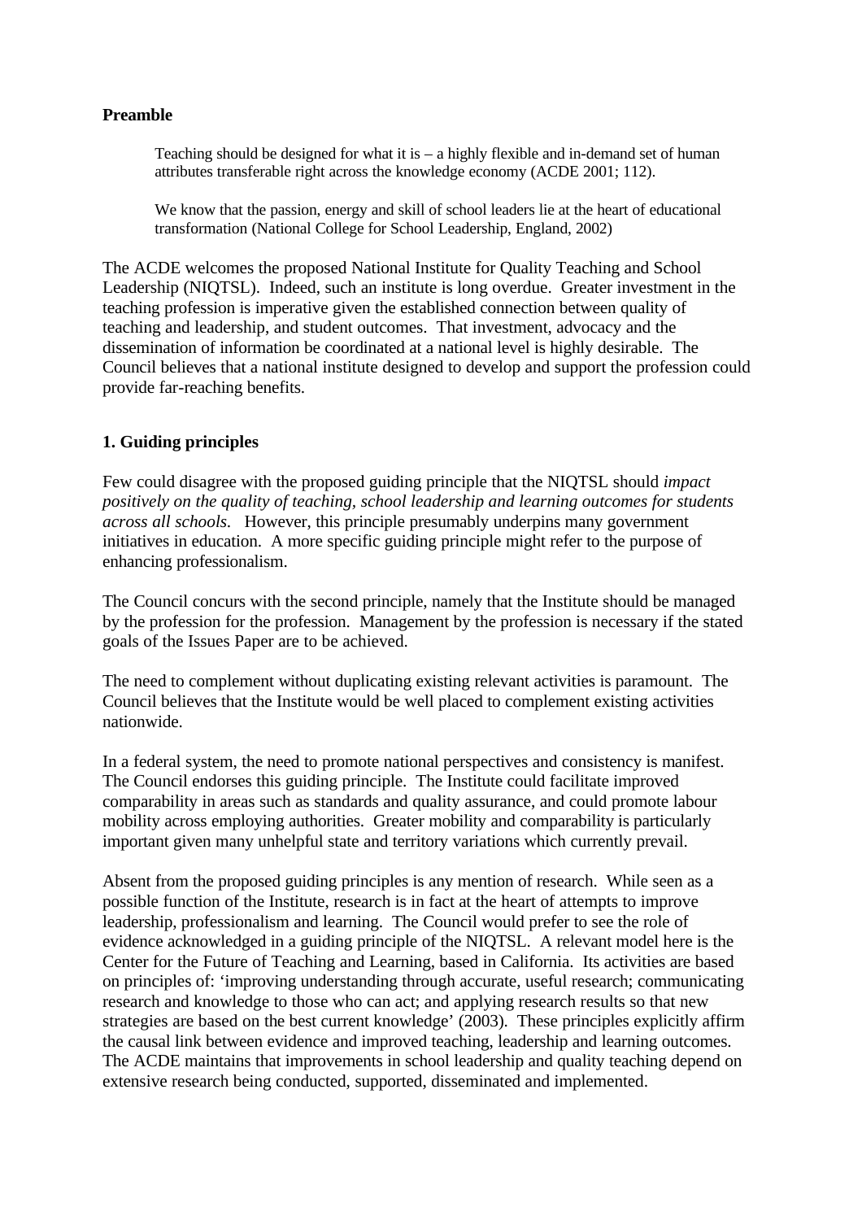**Preamble**

> Teaching should be designed for what it is – a highly flexible and in-demand set of human attributes transferable right across the knowledge economy (ACDE 2001; 112).
>
> We know that the passion, energy and skill of school leaders lie at the heart of educational transformation (National College for School Leadership, England, 2002)

The ACDE welcomes the proposed National Institute for Quality Teaching and School Leadership (NIQTSL). Indeed, such an institute is long overdue. Greater investment in the teaching profession is imperative given the established connection between quality of teaching and leadership, and student outcomes. That investment, advocacy and the dissemination of information be coordinated at a national level is highly desirable. The Council believes that a national institute designed to develop and support the profession could provide far-reaching benefits.

**1. Guiding principles**

Few could disagree with the proposed guiding principle that the NIQTSL should *impact positively on the quality of teaching, school leadership and learning outcomes for students across all schools*. However, this principle presumably underpins many government initiatives in education. A more specific guiding principle might refer to the purpose of enhancing professionalism.

The Council concurs with the second principle, namely that the Institute should be managed by the profession for the profession. Management by the profession is necessary if the stated goals of the Issues Paper are to be achieved.

The need to complement without duplicating existing relevant activities is paramount. The Council believes that the Institute would be well placed to complement existing activities nationwide.

In a federal system, the need to promote national perspectives and consistency is manifest. The Council endorses this guiding principle. The Institute could facilitate improved comparability in areas such as standards and quality assurance, and could promote labour mobility across employing authorities. Greater mobility and comparability is particularly important given many unhelpful state and territory variations which currently prevail.

Absent from the proposed guiding principles is any mention of research. While seen as a possible function of the Institute, research is in fact at the heart of attempts to improve leadership, professionalism and learning. The Council would prefer to see the role of evidence acknowledged in a guiding principle of the NIQTSL. A relevant model here is the Center for the Future of Teaching and Learning, based in California. Its activities are based on principles of: 'improving understanding through accurate, useful research; communicating research and knowledge to those who can act; and applying research results so that new strategies are based on the best current knowledge' (2003). These principles explicitly affirm the causal link between evidence and improved teaching, leadership and learning outcomes. The ACDE maintains that improvements in school leadership and quality teaching depend on extensive research being conducted, supported, disseminated and implemented.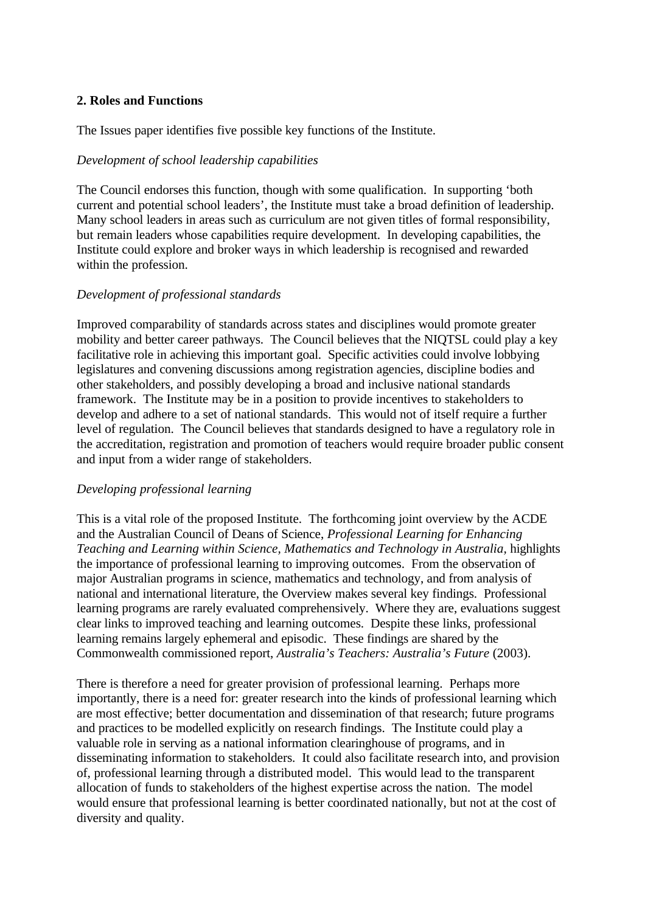## 2. Roles and Functions

The Issues paper identifies five possible key functions of the Institute.

*Development of school leadership capabilities*

The Council endorses this function, though with some qualification. In supporting 'both current and potential school leaders', the Institute must take a broad definition of leadership. Many school leaders in areas such as curriculum are not given titles of formal responsibility, but remain leaders whose capabilities require development. In developing capabilities, the Institute could explore and broker ways in which leadership is recognised and rewarded within the profession.

*Development of professional standards*

Improved comparability of standards across states and disciplines would promote greater mobility and better career pathways. The Council believes that the NIQTSL could play a key facilitative role in achieving this important goal. Specific activities could involve lobbying legislatures and convening discussions among registration agencies, discipline bodies and other stakeholders, and possibly developing a broad and inclusive national standards framework. The Institute may be in a position to provide incentives to stakeholders to develop and adhere to a set of national standards. This would not of itself require a further level of regulation. The Council believes that standards designed to have a regulatory role in the accreditation, registration and promotion of teachers would require broader public consent and input from a wider range of stakeholders.

*Developing professional learning*

This is a vital role of the proposed Institute. The forthcoming joint overview by the ACDE and the Australian Council of Deans of Science, *Professional Learning for Enhancing Teaching and Learning within Science, Mathematics and Technology in Australia*, highlights the importance of professional learning to improving outcomes. From the observation of major Australian programs in science, mathematics and technology, and from analysis of national and international literature, the Overview makes several key findings. Professional learning programs are rarely evaluated comprehensively. Where they are, evaluations suggest clear links to improved teaching and learning outcomes. Despite these links, professional learning remains largely ephemeral and episodic. These findings are shared by the Commonwealth commissioned report, *Australia's Teachers: Australia's Future* (2003).

There is therefore a need for greater provision of professional learning. Perhaps more importantly, there is a need for: greater research into the kinds of professional learning which are most effective; better documentation and dissemination of that research; future programs and practices to be modelled explicitly on research findings. The Institute could play a valuable role in serving as a national information clearinghouse of programs, and in disseminating information to stakeholders. It could also facilitate research into, and provision of, professional learning through a distributed model. This would lead to the transparent allocation of funds to stakeholders of the highest expertise across the nation. The model would ensure that professional learning is better coordinated nationally, but not at the cost of diversity and quality.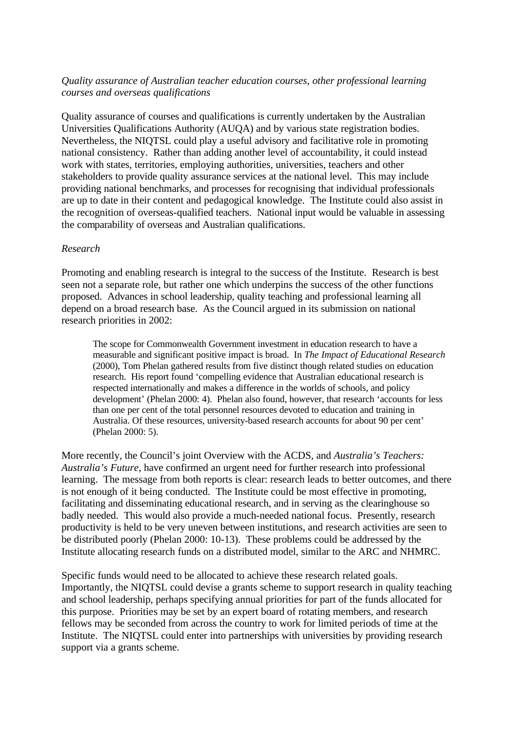*Quality assurance of Australian teacher education courses, other professional learning courses and overseas qualifications*

Quality assurance of courses and qualifications is currently undertaken by the Australian Universities Qualifications Authority (AUQA) and by various state registration bodies. Nevertheless, the NIQTSL could play a useful advisory and facilitative role in promoting national consistency. Rather than adding another level of accountability, it could instead work with states, territories, employing authorities, universities, teachers and other stakeholders to provide quality assurance services at the national level. This may include providing national benchmarks, and processes for recognising that individual professionals are up to date in their content and pedagogical knowledge. The Institute could also assist in the recognition of overseas-qualified teachers. National input would be valuable in assessing the comparability of overseas and Australian qualifications.

*Research*

Promoting and enabling research is integral to the success of the Institute. Research is best seen not a separate role, but rather one which underpins the success of the other functions proposed. Advances in school leadership, quality teaching and professional learning all depend on a broad research base. As the Council argued in its submission on national research priorities in 2002:

> The scope for Commonwealth Government investment in education research to have a measurable and significant positive impact is broad. In *The Impact of Educational Research* (2000), Tom Phelan gathered results from five distinct though related studies on education research. His report found 'compelling evidence that Australian educational research is respected internationally and makes a difference in the worlds of schools, and policy development' (Phelan 2000: 4). Phelan also found, however, that research 'accounts for less than one per cent of the total personnel resources devoted to education and training in Australia. Of these resources, university-based research accounts for about 90 per cent' (Phelan 2000: 5).

More recently, the Council's joint Overview with the ACDS, and *Australia's Teachers: Australia's Future*, have confirmed an urgent need for further research into professional learning. The message from both reports is clear: research leads to better outcomes, and there is not enough of it being conducted. The Institute could be most effective in promoting, facilitating and disseminating educational research, and in serving as the clearinghouse so badly needed. This would also provide a much-needed national focus. Presently, research productivity is held to be very uneven between institutions, and research activities are seen to be distributed poorly (Phelan 2000: 10-13). These problems could be addressed by the Institute allocating research funds on a distributed model, similar to the ARC and NHMRC.

Specific funds would need to be allocated to achieve these research related goals. Importantly, the NIQTSL could devise a grants scheme to support research in quality teaching and school leadership, perhaps specifying annual priorities for part of the funds allocated for this purpose. Priorities may be set by an expert board of rotating members, and research fellows may be seconded from across the country to work for limited periods of time at the Institute. The NIQTSL could enter into partnerships with universities by providing research support via a grants scheme.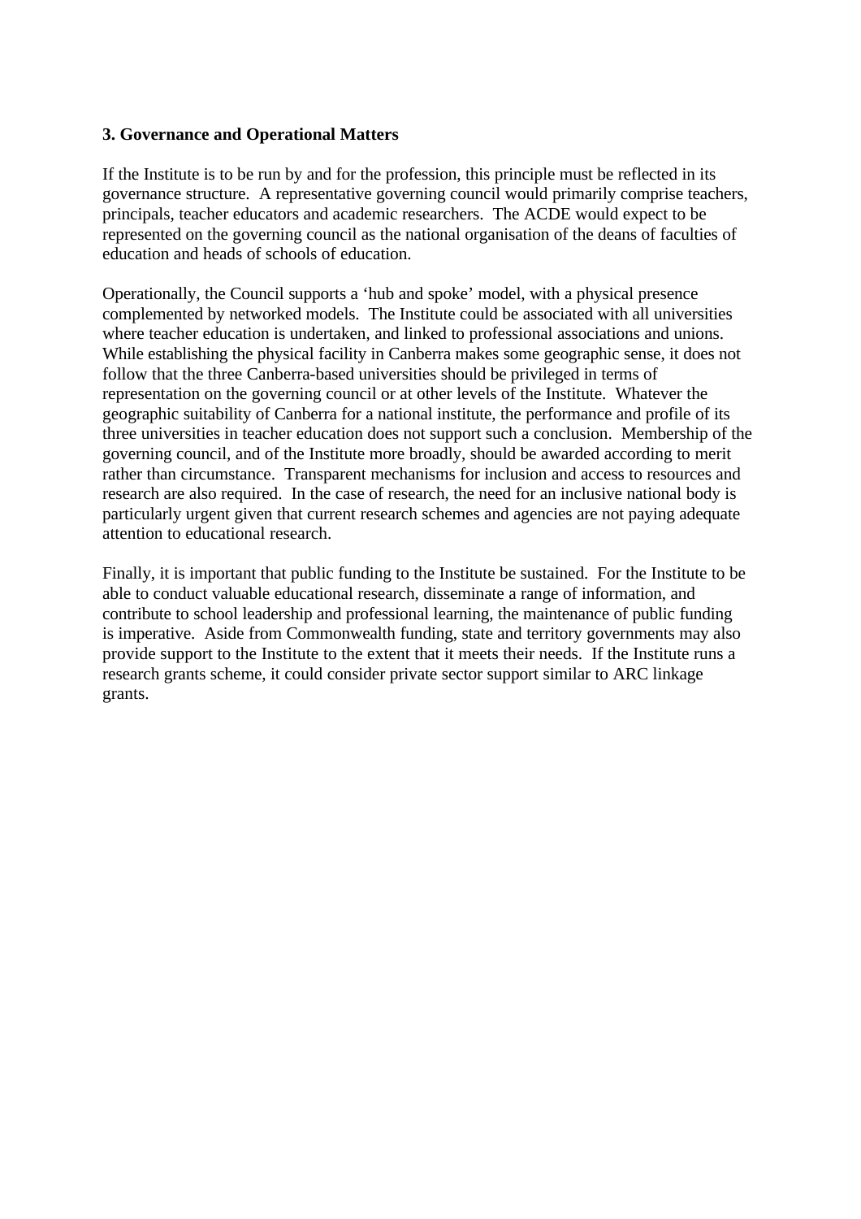**3. Governance and Operational Matters**

If the Institute is to be run by and for the profession, this principle must be reflected in its governance structure. A representative governing council would primarily comprise teachers, principals, teacher educators and academic researchers. The ACDE would expect to be represented on the governing council as the national organisation of the deans of faculties of education and heads of schools of education.

Operationally, the Council supports a 'hub and spoke' model, with a physical presence complemented by networked models. The Institute could be associated with all universities where teacher education is undertaken, and linked to professional associations and unions. While establishing the physical facility in Canberra makes some geographic sense, it does not follow that the three Canberra-based universities should be privileged in terms of representation on the governing council or at other levels of the Institute. Whatever the geographic suitability of Canberra for a national institute, the performance and profile of its three universities in teacher education does not support such a conclusion. Membership of the governing council, and of the Institute more broadly, should be awarded according to merit rather than circumstance. Transparent mechanisms for inclusion and access to resources and research are also required. In the case of research, the need for an inclusive national body is particularly urgent given that current research schemes and agencies are not paying adequate attention to educational research.

Finally, it is important that public funding to the Institute be sustained. For the Institute to be able to conduct valuable educational research, disseminate a range of information, and contribute to school leadership and professional learning, the maintenance of public funding is imperative. Aside from Commonwealth funding, state and territory governments may also provide support to the Institute to the extent that it meets their needs. If the Institute runs a research grants scheme, it could consider private sector support similar to ARC linkage grants.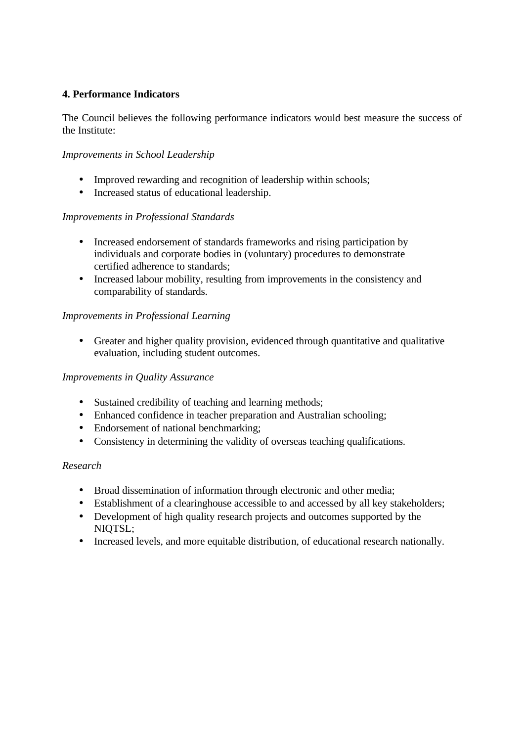## 4. Performance Indicators

The Council believes the following performance indicators would best measure the success of the Institute:

*Improvements in School Leadership*

- Improved rewarding and recognition of leadership within schools;
- Increased status of educational leadership.

*Improvements in Professional Standards*

- Increased endorsement of standards frameworks and rising participation by individuals and corporate bodies in (voluntary) procedures to demonstrate certified adherence to standards;
- Increased labour mobility, resulting from improvements in the consistency and comparability of standards.

*Improvements in Professional Learning*

- Greater and higher quality provision, evidenced through quantitative and qualitative evaluation, including student outcomes.

*Improvements in Quality Assurance*

- Sustained credibility of teaching and learning methods;
- Enhanced confidence in teacher preparation and Australian schooling;
- Endorsement of national benchmarking;
- Consistency in determining the validity of overseas teaching qualifications.

*Research*

- Broad dissemination of information through electronic and other media;
- Establishment of a clearinghouse accessible to and accessed by all key stakeholders;
- Development of high quality research projects and outcomes supported by the NIQTSL;
- Increased levels, and more equitable distribution, of educational research nationally.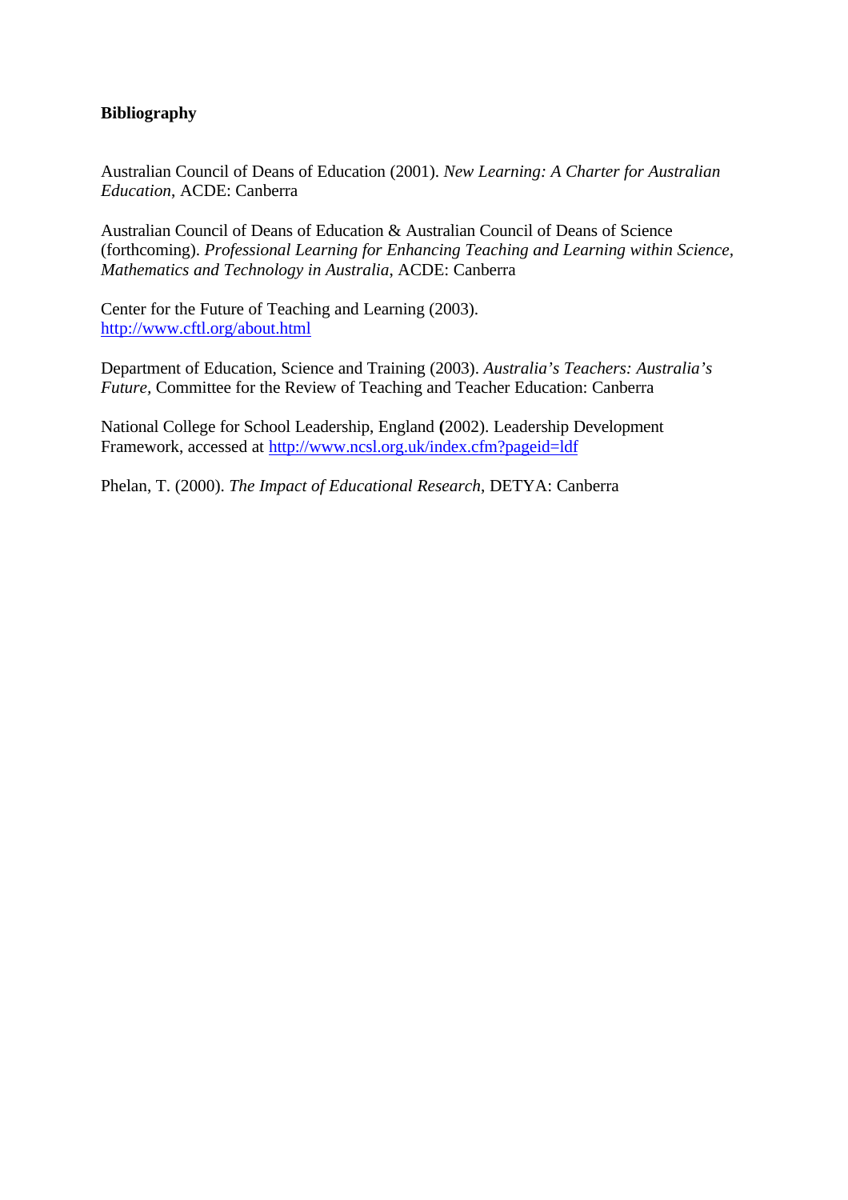**Bibliography**

Australian Council of Deans of Education (2001). *New Learning: A Charter for Australian Education*, ACDE: Canberra

Australian Council of Deans of Education & Australian Council of Deans of Science (forthcoming). *Professional Learning for Enhancing Teaching and Learning within Science, Mathematics and Technology in Australia*, ACDE: Canberra

Center for the Future of Teaching and Learning (2003). http://www.cftl.org/about.html

Department of Education, Science and Training (2003). *Australia's Teachers: Australia's Future,* Committee for the Review of Teaching and Teacher Education: Canberra

National College for School Leadership, England **(**2002). Leadership Development Framework, accessed at http://www.ncsl.org.uk/index.cfm?pageid=ldf

Phelan, T. (2000). *The Impact of Educational Research*, DETYA: Canberra